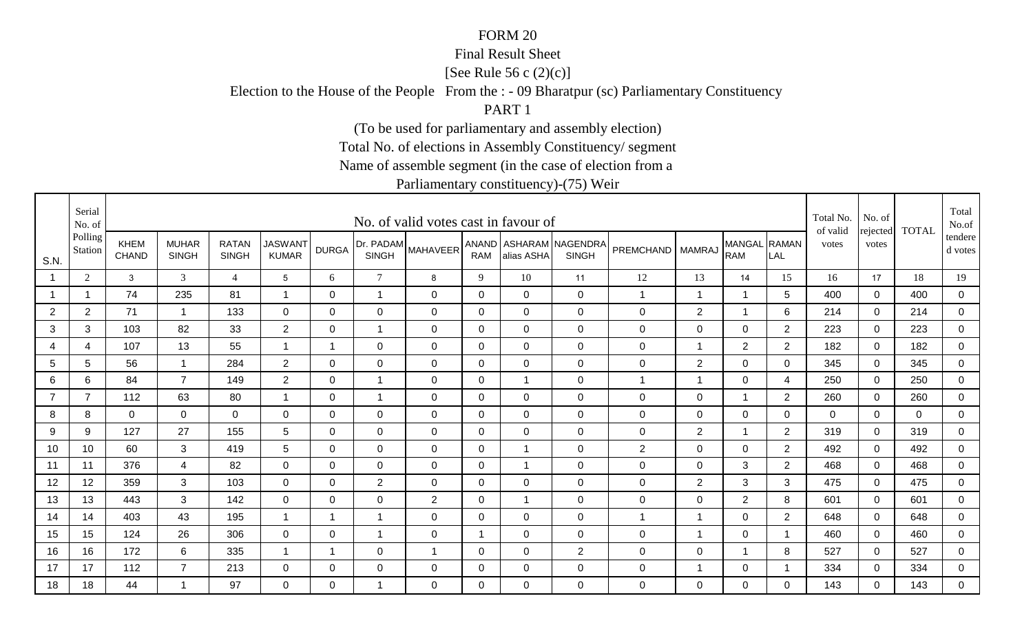# FORM 20

Final Result Sheet

[See Rule 56 c (2)(c)]

Election to the House of the People From the : - 09 Bharatpur (sc) Parliamentary Constituency

PART 1

(To be used for parliamentary and assembly election)

Total No. of elections in Assembly Constituency/ segment

Name of assemble segment (in the case of election from a

Parliamentary constituency)-(75) Weir

| S.N. | Serial No. of Polling Station | No. of valid votes cast in favour of | | | | | | | | | | | | | | Total No. of valid votes | No. of rejected votes | TOTAL | Total No.of tendered votes |
|---|---|---|---|---|---|---|---|---|---|---|---|---|---|---|---|---|---|---|---|
| | | KHEM CHAND | MUHAR SINGH | RATAN SINGH | JASWANT KUMAR | DURGA | Dr. PADAM SINGH | MAHAVEER | ANAND RAM | ASHARAM alias ASHA | NAGENDRA SINGH | PREMCHAND | MAMRAJ | MANGAL RAM | RAMAN LAL | | | | |
| 1 | 2 | 3 | 3 | 4 | 5 | 6 | 7 | 8 | 9 | 10 | 11 | 12 | 13 | 14 | 15 | 16 | 17 | 18 | 19 |
| 1 | 1 | 74 | 235 | 81 | 1 | 0 | 1 | 0 | 0 | 0 | 0 | 1 | 1 | 1 | 5 | 400 | 0 | 400 | 0 |
| 2 | 2 | 71 | 1 | 133 | 0 | 0 | 0 | 0 | 0 | 0 | 0 | 0 | 2 | 1 | 6 | 214 | 0 | 214 | 0 |
| 3 | 3 | 103 | 82 | 33 | 2 | 0 | 1 | 0 | 0 | 0 | 0 | 0 | 0 | 0 | 2 | 223 | 0 | 223 | 0 |
| 4 | 4 | 107 | 13 | 55 | 1 | 1 | 0 | 0 | 0 | 0 | 0 | 0 | 1 | 2 | 2 | 182 | 0 | 182 | 0 |
| 5 | 5 | 56 | 1 | 284 | 2 | 0 | 0 | 0 | 0 | 0 | 0 | 0 | 2 | 0 | 0 | 345 | 0 | 345 | 0 |
| 6 | 6 | 84 | 7 | 149 | 2 | 0 | 1 | 0 | 0 | 1 | 0 | 1 | 1 | 0 | 4 | 250 | 0 | 250 | 0 |
| 7 | 7 | 112 | 63 | 80 | 1 | 0 | 1 | 0 | 0 | 0 | 0 | 0 | 0 | 1 | 2 | 260 | 0 | 260 | 0 |
| 8 | 8 | 0 | 0 | 0 | 0 | 0 | 0 | 0 | 0 | 0 | 0 | 0 | 0 | 0 | 0 | 0 | 0 | 0 | 0 |
| 9 | 9 | 127 | 27 | 155 | 5 | 0 | 0 | 0 | 0 | 0 | 0 | 0 | 2 | 1 | 2 | 319 | 0 | 319 | 0 |
| 10 | 10 | 60 | 3 | 419 | 5 | 0 | 0 | 0 | 0 | 1 | 0 | 2 | 0 | 0 | 2 | 492 | 0 | 492 | 0 |
| 11 | 11 | 376 | 4 | 82 | 0 | 0 | 0 | 0 | 0 | 1 | 0 | 0 | 0 | 3 | 2 | 468 | 0 | 468 | 0 |
| 12 | 12 | 359 | 3 | 103 | 0 | 0 | 2 | 0 | 0 | 0 | 0 | 0 | 2 | 3 | 3 | 475 | 0 | 475 | 0 |
| 13 | 13 | 443 | 3 | 142 | 0 | 0 | 0 | 2 | 0 | 1 | 0 | 0 | 0 | 2 | 8 | 601 | 0 | 601 | 0 |
| 14 | 14 | 403 | 43 | 195 | 1 | 1 | 1 | 0 | 0 | 0 | 0 | 1 | 1 | 0 | 2 | 648 | 0 | 648 | 0 |
| 15 | 15 | 124 | 26 | 306 | 0 | 0 | 1 | 0 | 1 | 0 | 0 | 0 | 1 | 0 | 1 | 460 | 0 | 460 | 0 |
| 16 | 16 | 172 | 6 | 335 | 1 | 1 | 0 | 1 | 0 | 0 | 2 | 0 | 0 | 1 | 8 | 527 | 0 | 527 | 0 |
| 17 | 17 | 112 | 7 | 213 | 0 | 0 | 0 | 0 | 0 | 0 | 0 | 0 | 1 | 0 | 1 | 334 | 0 | 334 | 0 |
| 18 | 18 | 44 | 1 | 97 | 0 | 0 | 1 | 0 | 0 | 0 | 0 | 0 | 0 | 0 | 0 | 143 | 0 | 143 | 0 |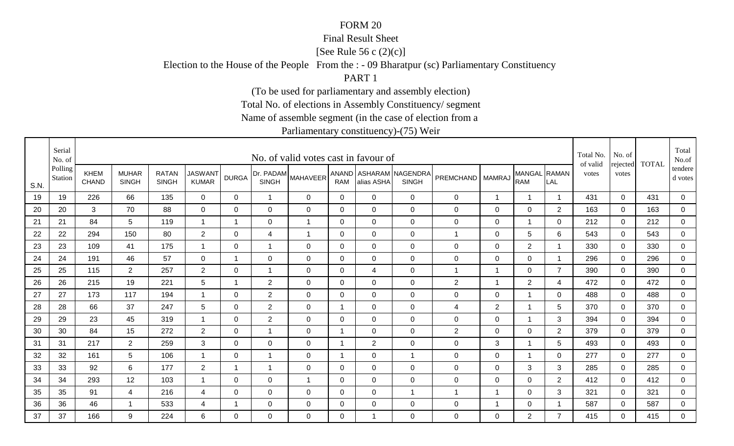FORM 20

Final Result Sheet

[See Rule 56 c (2)(c)]

Election to the House of the People From the : - 09 Bharatpur (sc) Parliamentary Constituency

PART 1

(To be used for parliamentary and assembly election)

Total No. of elections in Assembly Constituency/ segment

Name of assemble segment (in the case of election from a

Parliamentary constituency)-(75) Weir

| S.N. | Serial No. of Polling Station | No. of valid votes cast in favour of | | | | | | | | | | | | | | Total No. of valid votes | No. of rejected votes | TOTAL | Total No.of tendered votes |
|---|---|---|---|---|---|---|---|---|---|---|---|---|---|---|---|---|---|---|---|
| | | KHEM CHAND | MUHAR SINGH | RATAN SINGH | JASWANT KUMAR | DURGA | Dr. PADAM SINGH | MAHAVEER | ANAND RAM | ASHARAM alias ASHA | NAGENDRA SINGH | PREMCHAND | MAMRAJ | MANGAL RAM | RAMAN LAL | | | | |
| 19 | 19 | 226 | 66 | 135 | 0 | 0 | 1 | 0 | 0 | 0 | 0 | 0 | 1 | 1 | 1 | 431 | 0 | 431 | 0 |
| 20 | 20 | 3 | 70 | 88 | 0 | 0 | 0 | 0 | 0 | 0 | 0 | 0 | 0 | 0 | 2 | 163 | 0 | 163 | 0 |
| 21 | 21 | 84 | 5 | 119 | 1 | 1 | 0 | 1 | 0 | 0 | 0 | 0 | 0 | 1 | 0 | 212 | 0 | 212 | 0 |
| 22 | 22 | 294 | 150 | 80 | 2 | 0 | 4 | 1 | 0 | 0 | 0 | 1 | 0 | 5 | 6 | 543 | 0 | 543 | 0 |
| 23 | 23 | 109 | 41 | 175 | 1 | 0 | 1 | 0 | 0 | 0 | 0 | 0 | 0 | 2 | 1 | 330 | 0 | 330 | 0 |
| 24 | 24 | 191 | 46 | 57 | 0 | 1 | 0 | 0 | 0 | 0 | 0 | 0 | 0 | 0 | 1 | 296 | 0 | 296 | 0 |
| 25 | 25 | 115 | 2 | 257 | 2 | 0 | 1 | 0 | 0 | 4 | 0 | 1 | 1 | 0 | 7 | 390 | 0 | 390 | 0 |
| 26 | 26 | 215 | 19 | 221 | 5 | 1 | 2 | 0 | 0 | 0 | 0 | 2 | 1 | 2 | 4 | 472 | 0 | 472 | 0 |
| 27 | 27 | 173 | 117 | 194 | 1 | 0 | 2 | 0 | 0 | 0 | 0 | 0 | 0 | 1 | 0 | 488 | 0 | 488 | 0 |
| 28 | 28 | 66 | 37 | 247 | 5 | 0 | 2 | 0 | 1 | 0 | 0 | 4 | 2 | 1 | 5 | 370 | 0 | 370 | 0 |
| 29 | 29 | 23 | 45 | 319 | 1 | 0 | 2 | 0 | 0 | 0 | 0 | 0 | 0 | 1 | 3 | 394 | 0 | 394 | 0 |
| 30 | 30 | 84 | 15 | 272 | 2 | 0 | 1 | 0 | 1 | 0 | 0 | 2 | 0 | 0 | 2 | 379 | 0 | 379 | 0 |
| 31 | 31 | 217 | 2 | 259 | 3 | 0 | 0 | 0 | 1 | 2 | 0 | 0 | 3 | 1 | 5 | 493 | 0 | 493 | 0 |
| 32 | 32 | 161 | 5 | 106 | 1 | 0 | 1 | 0 | 1 | 0 | 1 | 0 | 0 | 1 | 0 | 277 | 0 | 277 | 0 |
| 33 | 33 | 92 | 6 | 177 | 2 | 1 | 1 | 0 | 0 | 0 | 0 | 0 | 0 | 3 | 3 | 285 | 0 | 285 | 0 |
| 34 | 34 | 293 | 12 | 103 | 1 | 0 | 0 | 1 | 0 | 0 | 0 | 0 | 0 | 0 | 2 | 412 | 0 | 412 | 0 |
| 35 | 35 | 91 | 4 | 216 | 4 | 0 | 0 | 0 | 0 | 0 | 1 | 1 | 1 | 0 | 3 | 321 | 0 | 321 | 0 |
| 36 | 36 | 46 | 1 | 533 | 4 | 1 | 0 | 0 | 0 | 0 | 0 | 0 | 1 | 0 | 1 | 587 | 0 | 587 | 0 |
| 37 | 37 | 166 | 9 | 224 | 6 | 0 | 0 | 0 | 0 | 1 | 0 | 0 | 0 | 2 | 7 | 415 | 0 | 415 | 0 |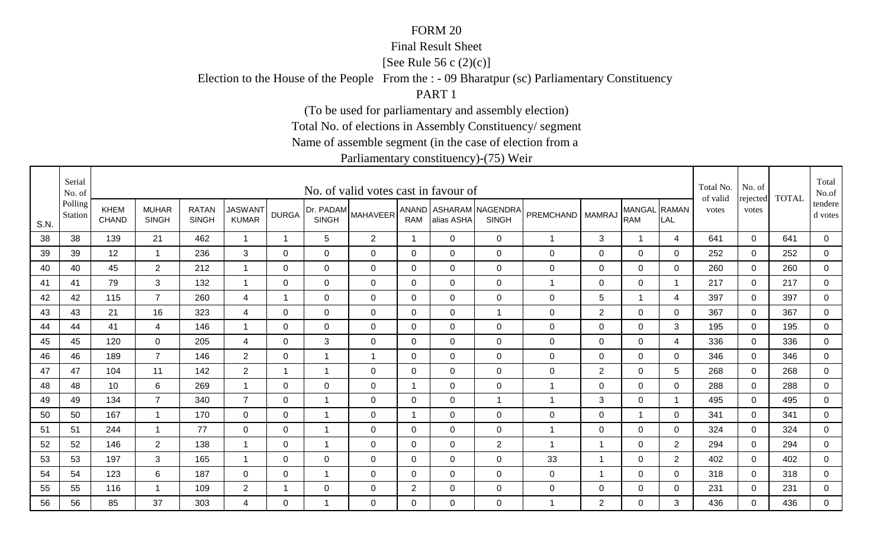FORM 20

Final Result Sheet

[See Rule 56 c (2)(c)]

Election to the House of the People From the : - 09 Bharatpur (sc) Parliamentary Constituency

PART 1

(To be used for parliamentary and assembly election)

Total No. of elections in Assembly Constituency/ segment

Name of assemble segment (in the case of election from a

Parliamentary constituency)-(75) Weir

| S.N. | Serial No. of Polling Station | No. of valid votes cast in favour of | | | | | | | | | | | | | | Total No. of valid votes | No. of rejected votes | TOTAL | Total No.of tendered votes |
|---|---|---|---|---|---|---|---|---|---|---|---|---|---|---|---|---|---|---|---|
| | | KHEM CHAND | MUHAR SINGH | RATAN SINGH | JASWANT KUMAR | DURGA | Dr. PADAM SINGH | MAHAVEER | ANAND RAM | ASHARAM alias ASHA | NAGENDRA SINGH | PREMCHAND | MAMRAJ | MANGAL RAM | RAMAN LAL | | | | |
| 38 | 38 | 139 | 21 | 462 | 1 | 1 | 5 | 2 | 1 | 0 | 0 | 1 | 3 | 1 | 4 | 641 | 0 | 641 | 0 |
| 39 | 39 | 12 | 1 | 236 | 3 | 0 | 0 | 0 | 0 | 0 | 0 | 0 | 0 | 0 | 0 | 252 | 0 | 252 | 0 |
| 40 | 40 | 45 | 2 | 212 | 1 | 0 | 0 | 0 | 0 | 0 | 0 | 0 | 0 | 0 | 0 | 260 | 0 | 260 | 0 |
| 41 | 41 | 79 | 3 | 132 | 1 | 0 | 0 | 0 | 0 | 0 | 0 | 1 | 0 | 0 | 1 | 217 | 0 | 217 | 0 |
| 42 | 42 | 115 | 7 | 260 | 4 | 1 | 0 | 0 | 0 | 0 | 0 | 0 | 5 | 1 | 4 | 397 | 0 | 397 | 0 |
| 43 | 43 | 21 | 16 | 323 | 4 | 0 | 0 | 0 | 0 | 0 | 1 | 0 | 2 | 0 | 0 | 367 | 0 | 367 | 0 |
| 44 | 44 | 41 | 4 | 146 | 1 | 0 | 0 | 0 | 0 | 0 | 0 | 0 | 0 | 0 | 3 | 195 | 0 | 195 | 0 |
| 45 | 45 | 120 | 0 | 205 | 4 | 0 | 3 | 0 | 0 | 0 | 0 | 0 | 0 | 0 | 4 | 336 | 0 | 336 | 0 |
| 46 | 46 | 189 | 7 | 146 | 2 | 0 | 1 | 1 | 0 | 0 | 0 | 0 | 0 | 0 | 0 | 346 | 0 | 346 | 0 |
| 47 | 47 | 104 | 11 | 142 | 2 | 1 | 1 | 0 | 0 | 0 | 0 | 0 | 2 | 0 | 5 | 268 | 0 | 268 | 0 |
| 48 | 48 | 10 | 6 | 269 | 1 | 0 | 0 | 0 | 1 | 0 | 0 | 1 | 0 | 0 | 0 | 288 | 0 | 288 | 0 |
| 49 | 49 | 134 | 7 | 340 | 7 | 0 | 1 | 0 | 0 | 0 | 1 | 1 | 3 | 0 | 1 | 495 | 0 | 495 | 0 |
| 50 | 50 | 167 | 1 | 170 | 0 | 0 | 1 | 0 | 1 | 0 | 0 | 0 | 0 | 1 | 0 | 341 | 0 | 341 | 0 |
| 51 | 51 | 244 | 1 | 77 | 0 | 0 | 1 | 0 | 0 | 0 | 0 | 1 | 0 | 0 | 0 | 324 | 0 | 324 | 0 |
| 52 | 52 | 146 | 2 | 138 | 1 | 0 | 1 | 0 | 0 | 0 | 2 | 1 | 1 | 0 | 2 | 294 | 0 | 294 | 0 |
| 53 | 53 | 197 | 3 | 165 | 1 | 0 | 0 | 0 | 0 | 0 | 0 | 33 | 1 | 0 | 2 | 402 | 0 | 402 | 0 |
| 54 | 54 | 123 | 6 | 187 | 0 | 0 | 1 | 0 | 0 | 0 | 0 | 0 | 1 | 0 | 0 | 318 | 0 | 318 | 0 |
| 55 | 55 | 116 | 1 | 109 | 2 | 1 | 0 | 0 | 2 | 0 | 0 | 0 | 0 | 0 | 0 | 231 | 0 | 231 | 0 |
| 56 | 56 | 85 | 37 | 303 | 4 | 0 | 1 | 0 | 0 | 0 | 0 | 1 | 2 | 0 | 3 | 436 | 0 | 436 | 0 |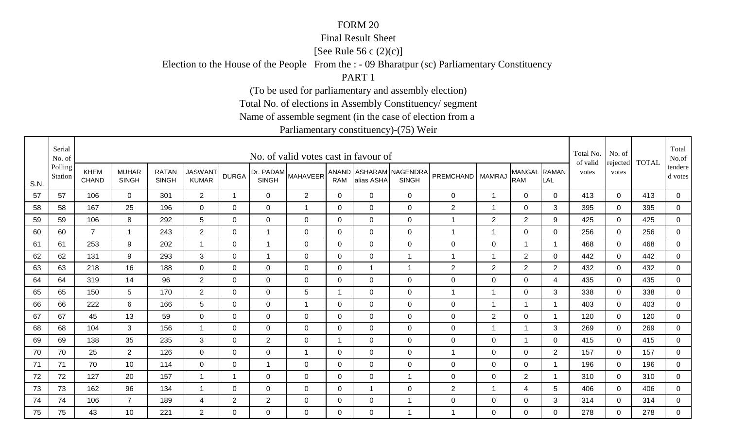FORM 20

Final Result Sheet

[See Rule 56 c (2)(c)]

Election to the House of the People From the : - 09 Bharatpur (sc) Parliamentary Constituency

PART 1

(To be used for parliamentary and assembly election)

Total No. of elections in Assembly Constituency/ segment

Name of assemble segment (in the case of election from a

Parliamentary constituency)-(75) Weir

| S.N. | Serial No. of Polling Station | No. of valid votes cast in favour of | | | | | | | | | | | | | | Total No. of valid votes | No. of rejected votes | TOTAL | Total No.of tendered votes |
|---|---|---|---|---|---|---|---|---|---|---|---|---|---|---|---|---|---|---|---|
| | | KHEM CHAND | MUHAR SINGH | RATAN SINGH | JASWANT KUMAR | DURGA | Dr. PADAM SINGH | MAHAVEER | ANAND RAM | ASHARAM alias ASHA | NAGENDRA SINGH | PREMCHAND | MAMRAJ | MANGAL RAM | RAMAN LAL | | | | |
| 57 | 57 | 106 | 0 | 301 | 2 | 1 | 0 | 2 | 0 | 0 | 0 | 0 | 1 | 0 | 0 | 413 | 0 | 413 | 0 |
| 58 | 58 | 167 | 25 | 196 | 0 | 0 | 0 | 1 | 0 | 0 | 0 | 2 | 1 | 0 | 3 | 395 | 0 | 395 | 0 |
| 59 | 59 | 106 | 8 | 292 | 5 | 0 | 0 | 0 | 0 | 0 | 0 | 1 | 2 | 2 | 9 | 425 | 0 | 425 | 0 |
| 60 | 60 | 7 | 1 | 243 | 2 | 0 | 1 | 0 | 0 | 0 | 0 | 1 | 1 | 0 | 0 | 256 | 0 | 256 | 0 |
| 61 | 61 | 253 | 9 | 202 | 1 | 0 | 1 | 0 | 0 | 0 | 0 | 0 | 0 | 1 | 1 | 468 | 0 | 468 | 0 |
| 62 | 62 | 131 | 9 | 293 | 3 | 0 | 1 | 0 | 0 | 0 | 1 | 1 | 1 | 2 | 0 | 442 | 0 | 442 | 0 |
| 63 | 63 | 218 | 16 | 188 | 0 | 0 | 0 | 0 | 0 | 1 | 1 | 2 | 2 | 2 | 2 | 432 | 0 | 432 | 0 |
| 64 | 64 | 319 | 14 | 96 | 2 | 0 | 0 | 0 | 0 | 0 | 0 | 0 | 0 | 0 | 4 | 435 | 0 | 435 | 0 |
| 65 | 65 | 150 | 5 | 170 | 2 | 0 | 0 | 5 | 1 | 0 | 0 | 1 | 1 | 0 | 3 | 338 | 0 | 338 | 0 |
| 66 | 66 | 222 | 6 | 166 | 5 | 0 | 0 | 1 | 0 | 0 | 0 | 0 | 1 | 1 | 1 | 403 | 0 | 403 | 0 |
| 67 | 67 | 45 | 13 | 59 | 0 | 0 | 0 | 0 | 0 | 0 | 0 | 0 | 2 | 0 | 1 | 120 | 0 | 120 | 0 |
| 68 | 68 | 104 | 3 | 156 | 1 | 0 | 0 | 0 | 0 | 0 | 0 | 0 | 1 | 1 | 3 | 269 | 0 | 269 | 0 |
| 69 | 69 | 138 | 35 | 235 | 3 | 0 | 2 | 0 | 1 | 0 | 0 | 0 | 0 | 1 | 0 | 415 | 0 | 415 | 0 |
| 70 | 70 | 25 | 2 | 126 | 0 | 0 | 0 | 1 | 0 | 0 | 0 | 1 | 0 | 0 | 2 | 157 | 0 | 157 | 0 |
| 71 | 71 | 70 | 10 | 114 | 0 | 0 | 1 | 0 | 0 | 0 | 0 | 0 | 0 | 0 | 1 | 196 | 0 | 196 | 0 |
| 72 | 72 | 127 | 20 | 157 | 1 | 1 | 0 | 0 | 0 | 0 | 1 | 0 | 0 | 2 | 1 | 310 | 0 | 310 | 0 |
| 73 | 73 | 162 | 96 | 134 | 1 | 0 | 0 | 0 | 0 | 1 | 0 | 2 | 1 | 4 | 5 | 406 | 0 | 406 | 0 |
| 74 | 74 | 106 | 7 | 189 | 4 | 2 | 2 | 0 | 0 | 0 | 1 | 0 | 0 | 0 | 3 | 314 | 0 | 314 | 0 |
| 75 | 75 | 43 | 10 | 221 | 2 | 0 | 0 | 0 | 0 | 0 | 1 | 1 | 0 | 0 | 0 | 278 | 0 | 278 | 0 |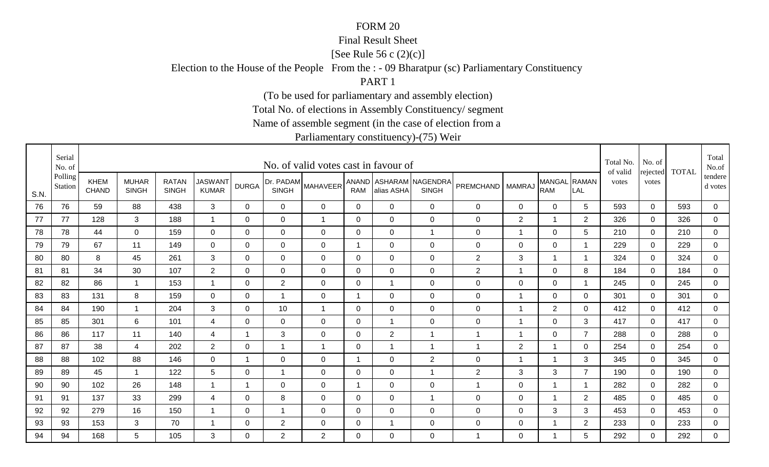FORM 20

Final Result Sheet

[See Rule 56 c (2)(c)]

Election to the House of the People From the : - 09 Bharatpur (sc) Parliamentary Constituency

PART 1

(To be used for parliamentary and assembly election)

Total No. of elections in Assembly Constituency/ segment

Name of assemble segment (in the case of election from a

Parliamentary constituency)-(75) Weir

| S.N. | Serial No. of Polling Station | No. of valid votes cast in favour of | | | | | | | | | | | | | | Total No. of valid votes | No. of rejected votes | TOTAL | Total No.of tendered votes |
|---|---|---|---|---|---|---|---|---|---|---|---|---|---|---|---|---|---|---|---|
| | | KHEM CHAND | MUHAR SINGH | RATAN SINGH | JASWANT KUMAR | DURGA | Dr. PADAM SINGH | MAHAVEER | ANAND RAM | ASHARAM alias ASHA | NAGENDRA SINGH | PREMCHAND | MAMRAJ | MANGAL RAM | RAMAN LAL | | | | |
| 76 | 76 | 59 | 88 | 438 | 3 | 0 | 0 | 0 | 0 | 0 | 0 | 0 | 0 | 0 | 5 | 593 | 0 | 593 | 0 |
| 77 | 77 | 128 | 3 | 188 | 1 | 0 | 0 | 1 | 0 | 0 | 0 | 0 | 2 | 1 | 2 | 326 | 0 | 326 | 0 |
| 78 | 78 | 44 | 0 | 159 | 0 | 0 | 0 | 0 | 0 | 0 | 1 | 0 | 1 | 0 | 5 | 210 | 0 | 210 | 0 |
| 79 | 79 | 67 | 11 | 149 | 0 | 0 | 0 | 0 | 1 | 0 | 0 | 0 | 0 | 0 | 1 | 229 | 0 | 229 | 0 |
| 80 | 80 | 8 | 45 | 261 | 3 | 0 | 0 | 0 | 0 | 0 | 0 | 2 | 3 | 1 | 1 | 324 | 0 | 324 | 0 |
| 81 | 81 | 34 | 30 | 107 | 2 | 0 | 0 | 0 | 0 | 0 | 0 | 2 | 1 | 0 | 8 | 184 | 0 | 184 | 0 |
| 82 | 82 | 86 | 1 | 153 | 1 | 0 | 2 | 0 | 0 | 1 | 0 | 0 | 0 | 0 | 1 | 245 | 0 | 245 | 0 |
| 83 | 83 | 131 | 8 | 159 | 0 | 0 | 1 | 0 | 1 | 0 | 0 | 0 | 1 | 0 | 0 | 301 | 0 | 301 | 0 |
| 84 | 84 | 190 | 1 | 204 | 3 | 0 | 10 | 1 | 0 | 0 | 0 | 0 | 1 | 2 | 0 | 412 | 0 | 412 | 0 |
| 85 | 85 | 301 | 6 | 101 | 4 | 0 | 0 | 0 | 0 | 1 | 0 | 0 | 1 | 0 | 3 | 417 | 0 | 417 | 0 |
| 86 | 86 | 117 | 11 | 140 | 4 | 1 | 3 | 0 | 0 | 2 | 1 | 1 | 1 | 0 | 7 | 288 | 0 | 288 | 0 |
| 87 | 87 | 38 | 4 | 202 | 2 | 0 | 1 | 1 | 0 | 1 | 1 | 1 | 2 | 1 | 0 | 254 | 0 | 254 | 0 |
| 88 | 88 | 102 | 88 | 146 | 0 | 1 | 0 | 0 | 1 | 0 | 2 | 0 | 1 | 1 | 3 | 345 | 0 | 345 | 0 |
| 89 | 89 | 45 | 1 | 122 | 5 | 0 | 1 | 0 | 0 | 0 | 1 | 2 | 3 | 3 | 7 | 190 | 0 | 190 | 0 |
| 90 | 90 | 102 | 26 | 148 | 1 | 1 | 0 | 0 | 1 | 0 | 0 | 1 | 0 | 1 | 1 | 282 | 0 | 282 | 0 |
| 91 | 91 | 137 | 33 | 299 | 4 | 0 | 8 | 0 | 0 | 0 | 1 | 0 | 0 | 1 | 2 | 485 | 0 | 485 | 0 |
| 92 | 92 | 279 | 16 | 150 | 1 | 0 | 1 | 0 | 0 | 0 | 0 | 0 | 0 | 3 | 3 | 453 | 0 | 453 | 0 |
| 93 | 93 | 153 | 3 | 70 | 1 | 0 | 2 | 0 | 0 | 1 | 0 | 0 | 0 | 1 | 2 | 233 | 0 | 233 | 0 |
| 94 | 94 | 168 | 5 | 105 | 3 | 0 | 2 | 2 | 0 | 0 | 0 | 1 | 0 | 1 | 5 | 292 | 0 | 292 | 0 |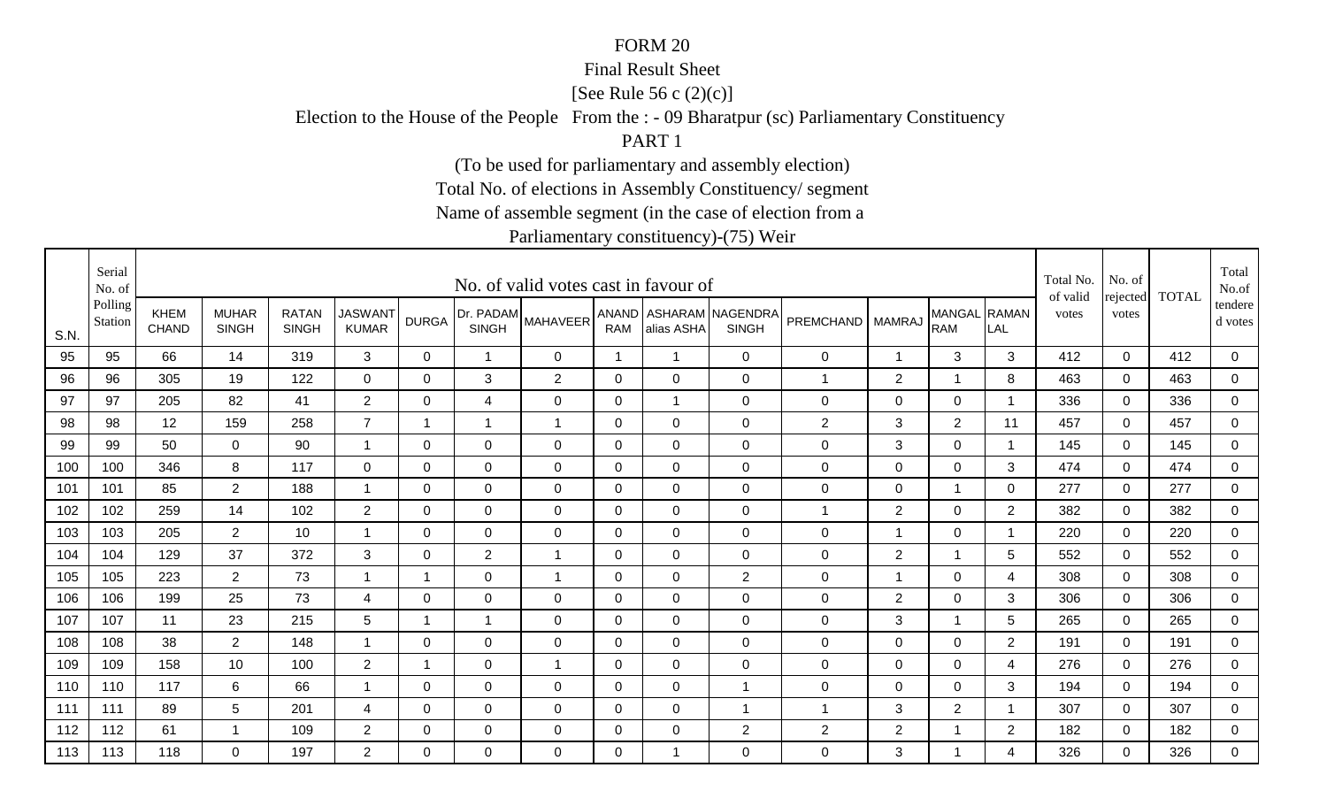FORM 20

Final Result Sheet

[See Rule 56 c (2)(c)]

Election to the House of the People From the : - 09 Bharatpur (sc) Parliamentary Constituency

PART 1

(To be used for parliamentary and assembly election)

Total No. of elections in Assembly Constituency/ segment

Name of assemble segment (in the case of election from a

Parliamentary constituency)-(75) Weir

| S.N. | Serial No. of Polling Station | No. of valid votes cast in favour of | | | | | | | | | | | | | | Total No. of valid votes | No. of rejected votes | TOTAL | Total No.of tendered votes |
|---|---|---|---|---|---|---|---|---|---|---|---|---|---|---|---|---|---|---|---|
| | | KHEM CHAND | MUHAR SINGH | RATAN SINGH | JASWANT KUMAR | DURGA | Dr. PADAM SINGH | MAHAVEER | ANAND RAM | ASHARAM alias ASHA | NAGENDRA SINGH | PREMCHAND | MAMRAJ | MANGAL RAM | RAMAN LAL | | | | |
| 95 | 95 | 66 | 14 | 319 | 3 | 0 | 1 | 0 | 1 | 1 | 0 | 0 | 1 | 3 | 3 | 412 | 0 | 412 | 0 |
| 96 | 96 | 305 | 19 | 122 | 0 | 0 | 3 | 2 | 0 | 0 | 0 | 1 | 2 | 1 | 8 | 463 | 0 | 463 | 0 |
| 97 | 97 | 205 | 82 | 41 | 2 | 0 | 4 | 0 | 0 | 1 | 0 | 0 | 0 | 0 | 1 | 336 | 0 | 336 | 0 |
| 98 | 98 | 12 | 159 | 258 | 7 | 1 | 1 | 1 | 0 | 0 | 0 | 2 | 3 | 2 | 11 | 457 | 0 | 457 | 0 |
| 99 | 99 | 50 | 0 | 90 | 1 | 0 | 0 | 0 | 0 | 0 | 0 | 0 | 3 | 0 | 1 | 145 | 0 | 145 | 0 |
| 100 | 100 | 346 | 8 | 117 | 0 | 0 | 0 | 0 | 0 | 0 | 0 | 0 | 0 | 0 | 3 | 474 | 0 | 474 | 0 |
| 101 | 101 | 85 | 2 | 188 | 1 | 0 | 0 | 0 | 0 | 0 | 0 | 0 | 0 | 1 | 0 | 277 | 0 | 277 | 0 |
| 102 | 102 | 259 | 14 | 102 | 2 | 0 | 0 | 0 | 0 | 0 | 0 | 1 | 2 | 0 | 2 | 382 | 0 | 382 | 0 |
| 103 | 103 | 205 | 2 | 10 | 1 | 0 | 0 | 0 | 0 | 0 | 0 | 0 | 1 | 0 | 1 | 220 | 0 | 220 | 0 |
| 104 | 104 | 129 | 37 | 372 | 3 | 0 | 2 | 1 | 0 | 0 | 0 | 0 | 2 | 1 | 5 | 552 | 0 | 552 | 0 |
| 105 | 105 | 223 | 2 | 73 | 1 | 1 | 0 | 1 | 0 | 0 | 2 | 0 | 1 | 0 | 4 | 308 | 0 | 308 | 0 |
| 106 | 106 | 199 | 25 | 73 | 4 | 0 | 0 | 0 | 0 | 0 | 0 | 0 | 2 | 0 | 3 | 306 | 0 | 306 | 0 |
| 107 | 107 | 11 | 23 | 215 | 5 | 1 | 1 | 0 | 0 | 0 | 0 | 0 | 3 | 1 | 5 | 265 | 0 | 265 | 0 |
| 108 | 108 | 38 | 2 | 148 | 1 | 0 | 0 | 0 | 0 | 0 | 0 | 0 | 0 | 0 | 2 | 191 | 0 | 191 | 0 |
| 109 | 109 | 158 | 10 | 100 | 2 | 1 | 0 | 1 | 0 | 0 | 0 | 0 | 0 | 0 | 4 | 276 | 0 | 276 | 0 |
| 110 | 110 | 117 | 6 | 66 | 1 | 0 | 0 | 0 | 0 | 0 | 1 | 0 | 0 | 0 | 3 | 194 | 0 | 194 | 0 |
| 111 | 111 | 89 | 5 | 201 | 4 | 0 | 0 | 0 | 0 | 0 | 1 | 1 | 3 | 2 | 1 | 307 | 0 | 307 | 0 |
| 112 | 112 | 61 | 1 | 109 | 2 | 0 | 0 | 0 | 0 | 0 | 2 | 2 | 2 | 1 | 2 | 182 | 0 | 182 | 0 |
| 113 | 113 | 118 | 0 | 197 | 2 | 0 | 0 | 0 | 0 | 1 | 0 | 0 | 3 | 1 | 4 | 326 | 0 | 326 | 0 |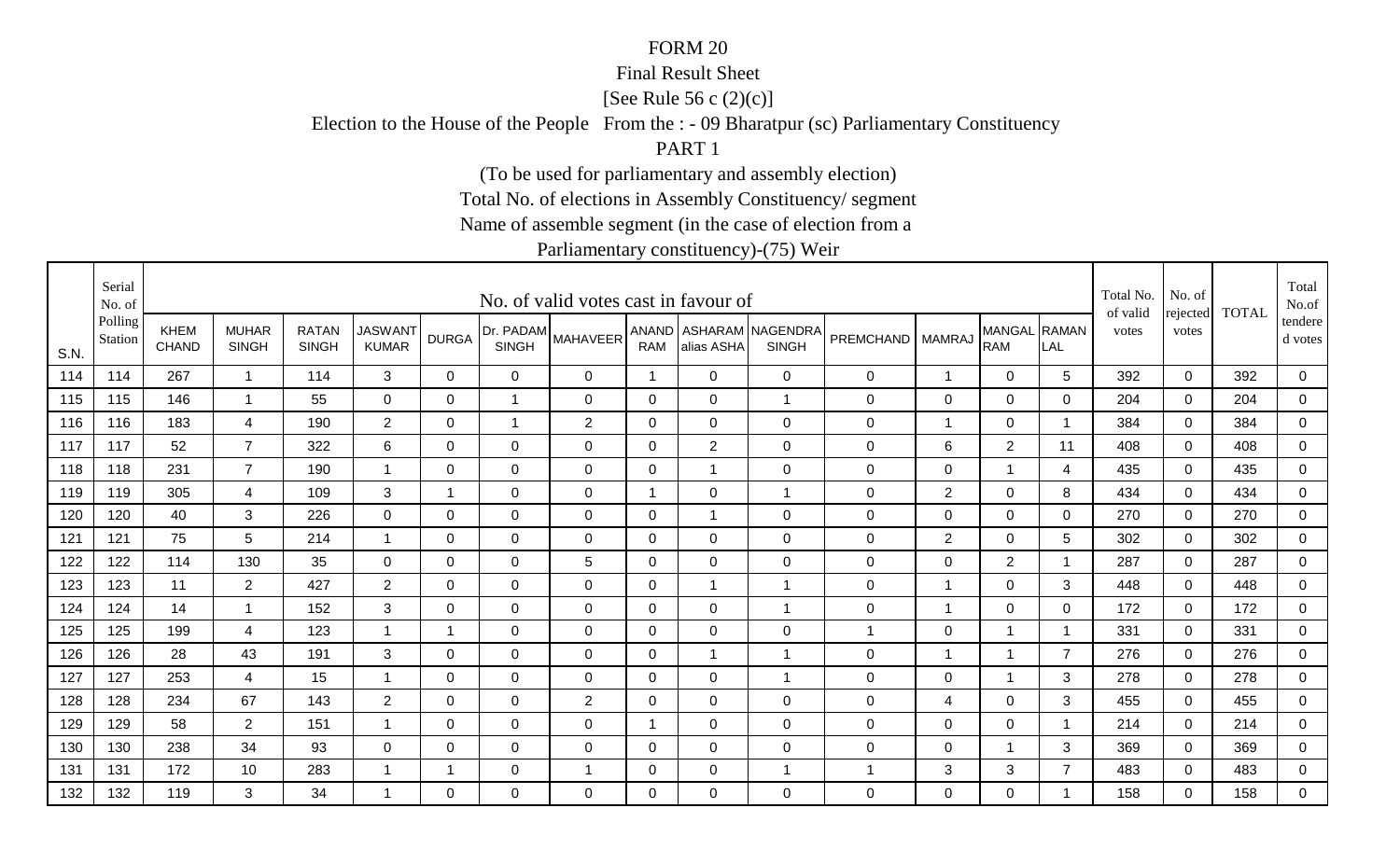FORM 20

Final Result Sheet

[See Rule 56 c (2)(c)]

Election to the House of the People From the : - 09 Bharatpur (sc) Parliamentary Constituency

PART 1

(To be used for parliamentary and assembly election)

Total No. of elections in Assembly Constituency/ segment

Name of assemble segment (in the case of election from a

Parliamentary constituency)-(75) Weir

| S.N. | Serial No. of Polling Station | No. of valid votes cast in favour of | | | | | | | | | | | | | | Total No. of valid votes | No. of rejected votes | TOTAL | Total No.of tendered votes |
|---|---|---|---|---|---|---|---|---|---|---|---|---|---|---|---|---|---|---|---|
| | | KHEM CHAND | MUHAR SINGH | RATAN SINGH | JASWANT KUMAR | DURGA | Dr. PADAM SINGH | MAHAVEER | ANAND RAM | ASHARAM alias ASHA | NAGENDRA SINGH | PREMCHAND | MAMRAJ | MANGAL RAM | RAMAN LAL | | | | |
| 114 | 114 | 267 | 1 | 114 | 3 | 0 | 0 | 0 | 1 | 0 | 0 | 0 | 1 | 0 | 5 | 392 | 0 | 392 | 0 |
| 115 | 115 | 146 | 1 | 55 | 0 | 0 | 1 | 0 | 0 | 0 | 1 | 0 | 0 | 0 | 0 | 204 | 0 | 204 | 0 |
| 116 | 116 | 183 | 4 | 190 | 2 | 0 | 1 | 2 | 0 | 0 | 0 | 0 | 1 | 0 | 1 | 384 | 0 | 384 | 0 |
| 117 | 117 | 52 | 7 | 322 | 6 | 0 | 0 | 0 | 0 | 2 | 0 | 0 | 6 | 2 | 11 | 408 | 0 | 408 | 0 |
| 118 | 118 | 231 | 7 | 190 | 1 | 0 | 0 | 0 | 0 | 1 | 0 | 0 | 0 | 1 | 4 | 435 | 0 | 435 | 0 |
| 119 | 119 | 305 | 4 | 109 | 3 | 1 | 0 | 0 | 1 | 0 | 1 | 0 | 2 | 0 | 8 | 434 | 0 | 434 | 0 |
| 120 | 120 | 40 | 3 | 226 | 0 | 0 | 0 | 0 | 0 | 1 | 0 | 0 | 0 | 0 | 0 | 270 | 0 | 270 | 0 |
| 121 | 121 | 75 | 5 | 214 | 1 | 0 | 0 | 0 | 0 | 0 | 0 | 0 | 2 | 0 | 5 | 302 | 0 | 302 | 0 |
| 122 | 122 | 114 | 130 | 35 | 0 | 0 | 0 | 5 | 0 | 0 | 0 | 0 | 0 | 2 | 1 | 287 | 0 | 287 | 0 |
| 123 | 123 | 11 | 2 | 427 | 2 | 0 | 0 | 0 | 0 | 1 | 1 | 0 | 1 | 0 | 3 | 448 | 0 | 448 | 0 |
| 124 | 124 | 14 | 1 | 152 | 3 | 0 | 0 | 0 | 0 | 0 | 1 | 0 | 1 | 0 | 0 | 172 | 0 | 172 | 0 |
| 125 | 125 | 199 | 4 | 123 | 1 | 1 | 0 | 0 | 0 | 0 | 0 | 1 | 0 | 1 | 1 | 331 | 0 | 331 | 0 |
| 126 | 126 | 28 | 43 | 191 | 3 | 0 | 0 | 0 | 0 | 1 | 1 | 0 | 1 | 1 | 7 | 276 | 0 | 276 | 0 |
| 127 | 127 | 253 | 4 | 15 | 1 | 0 | 0 | 0 | 0 | 0 | 1 | 0 | 0 | 1 | 3 | 278 | 0 | 278 | 0 |
| 128 | 128 | 234 | 67 | 143 | 2 | 0 | 0 | 2 | 0 | 0 | 0 | 0 | 4 | 0 | 3 | 455 | 0 | 455 | 0 |
| 129 | 129 | 58 | 2 | 151 | 1 | 0 | 0 | 0 | 1 | 0 | 0 | 0 | 0 | 0 | 1 | 214 | 0 | 214 | 0 |
| 130 | 130 | 238 | 34 | 93 | 0 | 0 | 0 | 0 | 0 | 0 | 0 | 0 | 0 | 1 | 3 | 369 | 0 | 369 | 0 |
| 131 | 131 | 172 | 10 | 283 | 1 | 1 | 0 | 1 | 0 | 0 | 1 | 1 | 3 | 3 | 7 | 483 | 0 | 483 | 0 |
| 132 | 132 | 119 | 3 | 34 | 1 | 0 | 0 | 0 | 0 | 0 | 0 | 0 | 0 | 0 | 1 | 158 | 0 | 158 | 0 |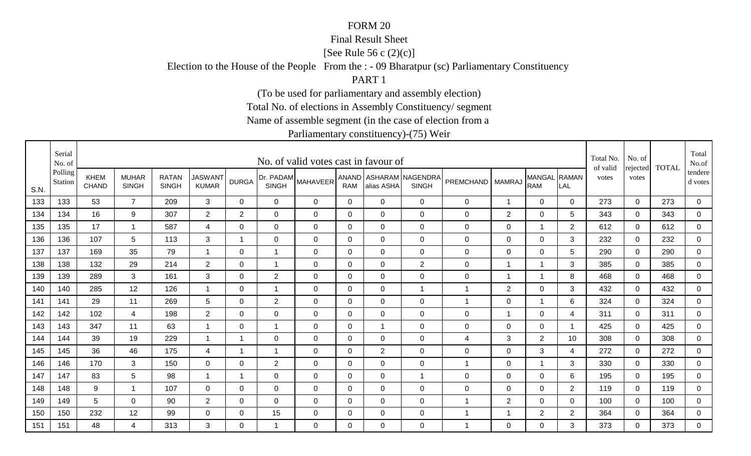FORM 20

Final Result Sheet

[See Rule 56 c (2)(c)]

Election to the House of the People From the : - 09 Bharatpur (sc) Parliamentary Constituency

PART 1

(To be used for parliamentary and assembly election)

Total No. of elections in Assembly Constituency/ segment

Name of assemble segment (in the case of election from a

Parliamentary constituency)-(75) Weir

| S.N. | Serial No. of Polling Station | No. of valid votes cast in favour of | | | | | | | | | | | | | | Total No. of valid votes | No. of rejected votes | TOTAL | Total No.of tendered votes |
|---|---|---|---|---|---|---|---|---|---|---|---|---|---|---|---|---|---|---|---|
| | | KHEM CHAND | MUHAR SINGH | RATAN SINGH | JASWANT KUMAR | DURGA | Dr. PADAM SINGH | MAHAVEER | ANAND RAM | ASHARAM alias ASHA | NAGENDRA SINGH | PREMCHAND | MAMRAJ | MANGAL RAM | RAMAN LAL | | | | |
| 133 | 133 | 53 | 7 | 209 | 3 | 0 | 0 | 0 | 0 | 0 | 0 | 0 | 1 | 0 | 0 | 273 | 0 | 273 | 0 |
| 134 | 134 | 16 | 9 | 307 | 2 | 2 | 0 | 0 | 0 | 0 | 0 | 0 | 2 | 0 | 5 | 343 | 0 | 343 | 0 |
| 135 | 135 | 17 | 1 | 587 | 4 | 0 | 0 | 0 | 0 | 0 | 0 | 0 | 0 | 1 | 2 | 612 | 0 | 612 | 0 |
| 136 | 136 | 107 | 5 | 113 | 3 | 1 | 0 | 0 | 0 | 0 | 0 | 0 | 0 | 0 | 3 | 232 | 0 | 232 | 0 |
| 137 | 137 | 169 | 35 | 79 | 1 | 0 | 1 | 0 | 0 | 0 | 0 | 0 | 0 | 0 | 5 | 290 | 0 | 290 | 0 |
| 138 | 138 | 132 | 29 | 214 | 2 | 0 | 1 | 0 | 0 | 0 | 2 | 0 | 1 | 1 | 3 | 385 | 0 | 385 | 0 |
| 139 | 139 | 289 | 3 | 161 | 3 | 0 | 2 | 0 | 0 | 0 | 0 | 0 | 1 | 1 | 8 | 468 | 0 | 468 | 0 |
| 140 | 140 | 285 | 12 | 126 | 1 | 0 | 1 | 0 | 0 | 0 | 1 | 1 | 2 | 0 | 3 | 432 | 0 | 432 | 0 |
| 141 | 141 | 29 | 11 | 269 | 5 | 0 | 2 | 0 | 0 | 0 | 0 | 1 | 0 | 1 | 6 | 324 | 0 | 324 | 0 |
| 142 | 142 | 102 | 4 | 198 | 2 | 0 | 0 | 0 | 0 | 0 | 0 | 0 | 1 | 0 | 4 | 311 | 0 | 311 | 0 |
| 143 | 143 | 347 | 11 | 63 | 1 | 0 | 1 | 0 | 0 | 1 | 0 | 0 | 0 | 0 | 1 | 425 | 0 | 425 | 0 |
| 144 | 144 | 39 | 19 | 229 | 1 | 1 | 0 | 0 | 0 | 0 | 0 | 4 | 3 | 2 | 10 | 308 | 0 | 308 | 0 |
| 145 | 145 | 36 | 46 | 175 | 4 | 1 | 1 | 0 | 0 | 2 | 0 | 0 | 0 | 3 | 4 | 272 | 0 | 272 | 0 |
| 146 | 146 | 170 | 3 | 150 | 0 | 0 | 2 | 0 | 0 | 0 | 0 | 1 | 0 | 1 | 3 | 330 | 0 | 330 | 0 |
| 147 | 147 | 83 | 5 | 98 | 1 | 1 | 0 | 0 | 0 | 0 | 1 | 0 | 0 | 0 | 6 | 195 | 0 | 195 | 0 |
| 148 | 148 | 9 | 1 | 107 | 0 | 0 | 0 | 0 | 0 | 0 | 0 | 0 | 0 | 0 | 2 | 119 | 0 | 119 | 0 |
| 149 | 149 | 5 | 0 | 90 | 2 | 0 | 0 | 0 | 0 | 0 | 0 | 1 | 2 | 0 | 0 | 100 | 0 | 100 | 0 |
| 150 | 150 | 232 | 12 | 99 | 0 | 0 | 15 | 0 | 0 | 0 | 0 | 1 | 1 | 2 | 2 | 364 | 0 | 364 | 0 |
| 151 | 151 | 48 | 4 | 313 | 3 | 0 | 1 | 0 | 0 | 0 | 0 | 1 | 0 | 0 | 3 | 373 | 0 | 373 | 0 |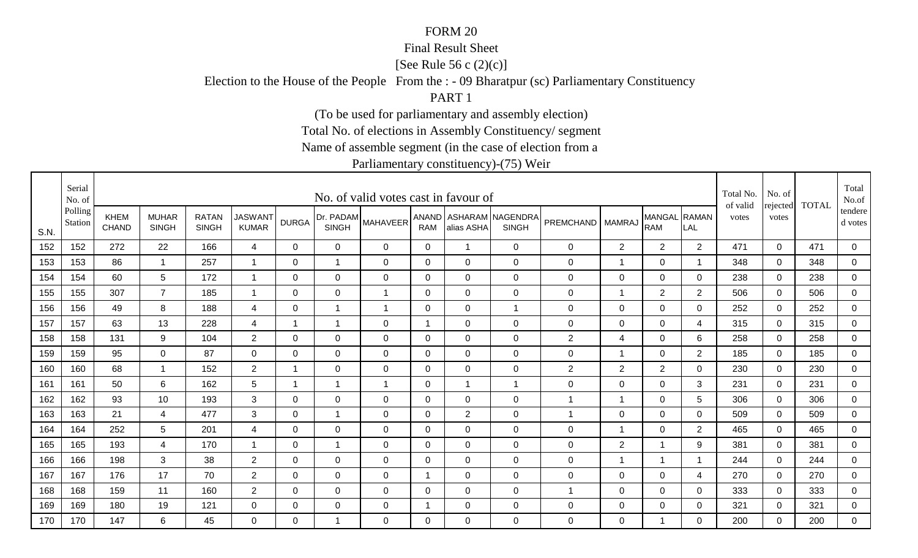FORM 20

Final Result Sheet

[See Rule 56 c (2)(c)]

Election to the House of the People From the : - 09 Bharatpur (sc) Parliamentary Constituency

PART 1

(To be used for parliamentary and assembly election)

Total No. of elections in Assembly Constituency/ segment

Name of assemble segment (in the case of election from a

Parliamentary constituency)-(75) Weir

| S.N. | Serial No. of Polling Station | No. of valid votes cast in favour of | | | | | | | | | | | | | | Total No. of valid votes | No. of rejected votes | TOTAL | Total No.of tendered votes |
|---|---|---|---|---|---|---|---|---|---|---|---|---|---|---|---|---|---|---|---|
| | | KHEM CHAND | MUHAR SINGH | RATAN SINGH | JASWANT KUMAR | DURGA | Dr. PADAM SINGH | MAHAVEER | ANAND RAM | ASHARAM alias ASHA | NAGENDRA SINGH | PREMCHAND | MAMRAJ | MANGAL RAM | RAMAN LAL | | | | |
| 152 | 152 | 272 | 22 | 166 | 4 | 0 | 0 | 0 | 0 | 1 | 0 | 0 | 2 | 2 | 2 | 471 | 0 | 471 | 0 |
| 153 | 153 | 86 | 1 | 257 | 1 | 0 | 1 | 0 | 0 | 0 | 0 | 0 | 1 | 0 | 1 | 348 | 0 | 348 | 0 |
| 154 | 154 | 60 | 5 | 172 | 1 | 0 | 0 | 0 | 0 | 0 | 0 | 0 | 0 | 0 | 0 | 238 | 0 | 238 | 0 |
| 155 | 155 | 307 | 7 | 185 | 1 | 0 | 0 | 1 | 0 | 0 | 0 | 0 | 1 | 2 | 2 | 506 | 0 | 506 | 0 |
| 156 | 156 | 49 | 8 | 188 | 4 | 0 | 1 | 1 | 0 | 0 | 1 | 0 | 0 | 0 | 0 | 252 | 0 | 252 | 0 |
| 157 | 157 | 63 | 13 | 228 | 4 | 1 | 1 | 0 | 1 | 0 | 0 | 0 | 0 | 0 | 4 | 315 | 0 | 315 | 0 |
| 158 | 158 | 131 | 9 | 104 | 2 | 0 | 0 | 0 | 0 | 0 | 0 | 2 | 4 | 0 | 6 | 258 | 0 | 258 | 0 |
| 159 | 159 | 95 | 0 | 87 | 0 | 0 | 0 | 0 | 0 | 0 | 0 | 0 | 1 | 0 | 2 | 185 | 0 | 185 | 0 |
| 160 | 160 | 68 | 1 | 152 | 2 | 1 | 0 | 0 | 0 | 0 | 0 | 2 | 2 | 2 | 0 | 230 | 0 | 230 | 0 |
| 161 | 161 | 50 | 6 | 162 | 5 | 1 | 1 | 1 | 0 | 1 | 1 | 0 | 0 | 0 | 3 | 231 | 0 | 231 | 0 |
| 162 | 162 | 93 | 10 | 193 | 3 | 0 | 0 | 0 | 0 | 0 | 0 | 1 | 1 | 0 | 5 | 306 | 0 | 306 | 0 |
| 163 | 163 | 21 | 4 | 477 | 3 | 0 | 1 | 0 | 0 | 2 | 0 | 1 | 0 | 0 | 0 | 509 | 0 | 509 | 0 |
| 164 | 164 | 252 | 5 | 201 | 4 | 0 | 0 | 0 | 0 | 0 | 0 | 0 | 1 | 0 | 2 | 465 | 0 | 465 | 0 |
| 165 | 165 | 193 | 4 | 170 | 1 | 0 | 1 | 0 | 0 | 0 | 0 | 0 | 2 | 1 | 9 | 381 | 0 | 381 | 0 |
| 166 | 166 | 198 | 3 | 38 | 2 | 0 | 0 | 0 | 0 | 0 | 0 | 0 | 1 | 1 | 1 | 244 | 0 | 244 | 0 |
| 167 | 167 | 176 | 17 | 70 | 2 | 0 | 0 | 0 | 1 | 0 | 0 | 0 | 0 | 0 | 4 | 270 | 0 | 270 | 0 |
| 168 | 168 | 159 | 11 | 160 | 2 | 0 | 0 | 0 | 0 | 0 | 0 | 1 | 0 | 0 | 0 | 333 | 0 | 333 | 0 |
| 169 | 169 | 180 | 19 | 121 | 0 | 0 | 0 | 0 | 1 | 0 | 0 | 0 | 0 | 0 | 0 | 321 | 0 | 321 | 0 |
| 170 | 170 | 147 | 6 | 45 | 0 | 0 | 1 | 0 | 0 | 0 | 0 | 0 | 0 | 1 | 0 | 200 | 0 | 200 | 0 |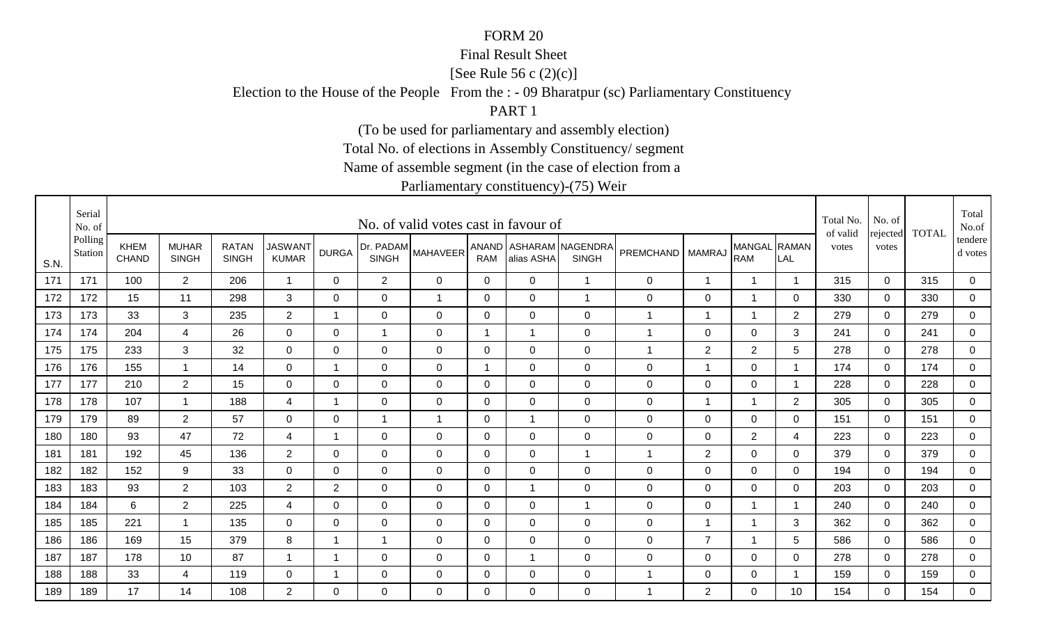FORM 20

Final Result Sheet

[See Rule 56 c (2)(c)]

Election to the House of the People From the : - 09 Bharatpur (sc) Parliamentary Constituency

PART 1

(To be used for parliamentary and assembly election)

Total No. of elections in Assembly Constituency/ segment

Name of assemble segment (in the case of election from a

Parliamentary constituency)-(75) Weir

| S.N. | Serial No. of Polling Station | No. of valid votes cast in favour of | | | | | | | | | | | | | | Total No. of valid votes | No. of rejected votes | TOTAL | Total No.of tendered votes |
|---|---|---|---|---|---|---|---|---|---|---|---|---|---|---|---|---|---|---|---|
| | | KHEM CHAND | MUHAR SINGH | RATAN SINGH | JASWANT KUMAR | DURGA | Dr. PADAM SINGH | MAHAVEER | ANAND RAM | ASHARAM alias ASHA | NAGENDRA SINGH | PREMCHAND | MAMRAJ | MANGAL RAM | RAMAN LAL | | | | |
| 171 | 171 | 100 | 2 | 206 | 1 | 0 | 2 | 0 | 0 | 0 | 1 | 0 | 1 | 1 | 1 | 315 | 0 | 315 | 0 |
| 172 | 172 | 15 | 11 | 298 | 3 | 0 | 0 | 1 | 0 | 0 | 1 | 0 | 0 | 1 | 0 | 330 | 0 | 330 | 0 |
| 173 | 173 | 33 | 3 | 235 | 2 | 1 | 0 | 0 | 0 | 0 | 0 | 1 | 1 | 1 | 2 | 279 | 0 | 279 | 0 |
| 174 | 174 | 204 | 4 | 26 | 0 | 0 | 1 | 0 | 1 | 1 | 0 | 1 | 0 | 0 | 3 | 241 | 0 | 241 | 0 |
| 175 | 175 | 233 | 3 | 32 | 0 | 0 | 0 | 0 | 0 | 0 | 0 | 1 | 2 | 2 | 5 | 278 | 0 | 278 | 0 |
| 176 | 176 | 155 | 1 | 14 | 0 | 1 | 0 | 0 | 1 | 0 | 0 | 0 | 1 | 0 | 1 | 174 | 0 | 174 | 0 |
| 177 | 177 | 210 | 2 | 15 | 0 | 0 | 0 | 0 | 0 | 0 | 0 | 0 | 0 | 0 | 1 | 228 | 0 | 228 | 0 |
| 178 | 178 | 107 | 1 | 188 | 4 | 1 | 0 | 0 | 0 | 0 | 0 | 0 | 1 | 1 | 2 | 305 | 0 | 305 | 0 |
| 179 | 179 | 89 | 2 | 57 | 0 | 0 | 1 | 1 | 0 | 1 | 0 | 0 | 0 | 0 | 0 | 151 | 0 | 151 | 0 |
| 180 | 180 | 93 | 47 | 72 | 4 | 1 | 0 | 0 | 0 | 0 | 0 | 0 | 0 | 2 | 4 | 223 | 0 | 223 | 0 |
| 181 | 181 | 192 | 45 | 136 | 2 | 0 | 0 | 0 | 0 | 0 | 1 | 1 | 2 | 0 | 0 | 379 | 0 | 379 | 0 |
| 182 | 182 | 152 | 9 | 33 | 0 | 0 | 0 | 0 | 0 | 0 | 0 | 0 | 0 | 0 | 0 | 194 | 0 | 194 | 0 |
| 183 | 183 | 93 | 2 | 103 | 2 | 2 | 0 | 0 | 0 | 1 | 0 | 0 | 0 | 0 | 0 | 203 | 0 | 203 | 0 |
| 184 | 184 | 6 | 2 | 225 | 4 | 0 | 0 | 0 | 0 | 0 | 1 | 0 | 0 | 1 | 1 | 240 | 0 | 240 | 0 |
| 185 | 185 | 221 | 1 | 135 | 0 | 0 | 0 | 0 | 0 | 0 | 0 | 0 | 1 | 1 | 3 | 362 | 0 | 362 | 0 |
| 186 | 186 | 169 | 15 | 379 | 8 | 1 | 1 | 0 | 0 | 0 | 0 | 0 | 7 | 1 | 5 | 586 | 0 | 586 | 0 |
| 187 | 187 | 178 | 10 | 87 | 1 | 1 | 0 | 0 | 0 | 1 | 0 | 0 | 0 | 0 | 0 | 278 | 0 | 278 | 0 |
| 188 | 188 | 33 | 4 | 119 | 0 | 1 | 0 | 0 | 0 | 0 | 0 | 1 | 0 | 0 | 1 | 159 | 0 | 159 | 0 |
| 189 | 189 | 17 | 14 | 108 | 2 | 0 | 0 | 0 | 0 | 0 | 0 | 1 | 2 | 0 | 10 | 154 | 0 | 154 | 0 |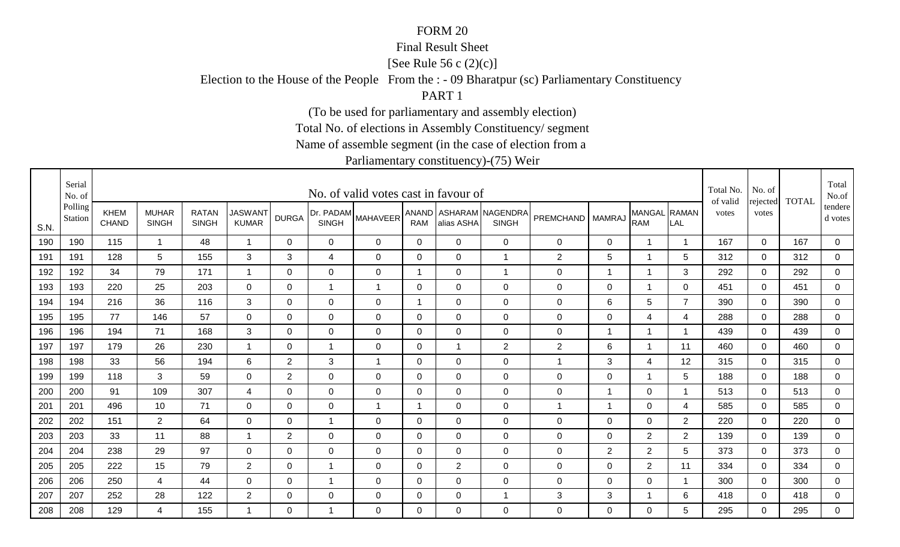FORM 20

Final Result Sheet

[See Rule 56 c (2)(c)]

Election to the House of the People From the : - 09 Bharatpur (sc) Parliamentary Constituency

PART 1

(To be used for parliamentary and assembly election)

Total No. of elections in Assembly Constituency/ segment

Name of assemble segment (in the case of election from a

Parliamentary constituency)-(75) Weir

| S.N. | Serial No. of Polling Station | No. of valid votes cast in favour of | | | | | | | | | | | | | | Total No. of valid votes | No. of rejected votes | TOTAL | Total No.of tendered votes |
|---|---|---|---|---|---|---|---|---|---|---|---|---|---|---|---|---|---|---|---|
| | | KHEM CHAND | MUHAR SINGH | RATAN SINGH | JASWANT KUMAR | DURGA | Dr. PADAM SINGH | MAHAVEER | ANAND RAM | ASHARAM alias ASHA | NAGENDRA SINGH | PREMCHAND | MAMRAJ | MANGAL RAM | RAMAN LAL | | | | |
| 190 | 190 | 115 | 1 | 48 | 1 | 0 | 0 | 0 | 0 | 0 | 0 | 0 | 0 | 1 | 1 | 167 | 0 | 167 | 0 |
| 191 | 191 | 128 | 5 | 155 | 3 | 3 | 4 | 0 | 0 | 0 | 1 | 2 | 5 | 1 | 5 | 312 | 0 | 312 | 0 |
| 192 | 192 | 34 | 79 | 171 | 1 | 0 | 0 | 0 | 1 | 0 | 1 | 0 | 1 | 1 | 3 | 292 | 0 | 292 | 0 |
| 193 | 193 | 220 | 25 | 203 | 0 | 0 | 1 | 1 | 0 | 0 | 0 | 0 | 0 | 1 | 0 | 451 | 0 | 451 | 0 |
| 194 | 194 | 216 | 36 | 116 | 3 | 0 | 0 | 0 | 1 | 0 | 0 | 0 | 6 | 5 | 7 | 390 | 0 | 390 | 0 |
| 195 | 195 | 77 | 146 | 57 | 0 | 0 | 0 | 0 | 0 | 0 | 0 | 0 | 0 | 4 | 4 | 288 | 0 | 288 | 0 |
| 196 | 196 | 194 | 71 | 168 | 3 | 0 | 0 | 0 | 0 | 0 | 0 | 0 | 1 | 1 | 1 | 439 | 0 | 439 | 0 |
| 197 | 197 | 179 | 26 | 230 | 1 | 0 | 1 | 0 | 0 | 1 | 2 | 2 | 6 | 1 | 11 | 460 | 0 | 460 | 0 |
| 198 | 198 | 33 | 56 | 194 | 6 | 2 | 3 | 1 | 0 | 0 | 0 | 1 | 3 | 4 | 12 | 315 | 0 | 315 | 0 |
| 199 | 199 | 118 | 3 | 59 | 0 | 2 | 0 | 0 | 0 | 0 | 0 | 0 | 0 | 1 | 5 | 188 | 0 | 188 | 0 |
| 200 | 200 | 91 | 109 | 307 | 4 | 0 | 0 | 0 | 0 | 0 | 0 | 0 | 1 | 0 | 1 | 513 | 0 | 513 | 0 |
| 201 | 201 | 496 | 10 | 71 | 0 | 0 | 0 | 1 | 1 | 0 | 0 | 1 | 1 | 0 | 4 | 585 | 0 | 585 | 0 |
| 202 | 202 | 151 | 2 | 64 | 0 | 0 | 1 | 0 | 0 | 0 | 0 | 0 | 0 | 0 | 2 | 220 | 0 | 220 | 0 |
| 203 | 203 | 33 | 11 | 88 | 1 | 2 | 0 | 0 | 0 | 0 | 0 | 0 | 0 | 2 | 2 | 139 | 0 | 139 | 0 |
| 204 | 204 | 238 | 29 | 97 | 0 | 0 | 0 | 0 | 0 | 0 | 0 | 0 | 2 | 2 | 5 | 373 | 0 | 373 | 0 |
| 205 | 205 | 222 | 15 | 79 | 2 | 0 | 1 | 0 | 0 | 2 | 0 | 0 | 0 | 2 | 11 | 334 | 0 | 334 | 0 |
| 206 | 206 | 250 | 4 | 44 | 0 | 0 | 1 | 0 | 0 | 0 | 0 | 0 | 0 | 0 | 1 | 300 | 0 | 300 | 0 |
| 207 | 207 | 252 | 28 | 122 | 2 | 0 | 0 | 0 | 0 | 0 | 1 | 3 | 3 | 1 | 6 | 418 | 0 | 418 | 0 |
| 208 | 208 | 129 | 4 | 155 | 1 | 0 | 1 | 0 | 0 | 0 | 0 | 0 | 0 | 0 | 5 | 295 | 0 | 295 | 0 |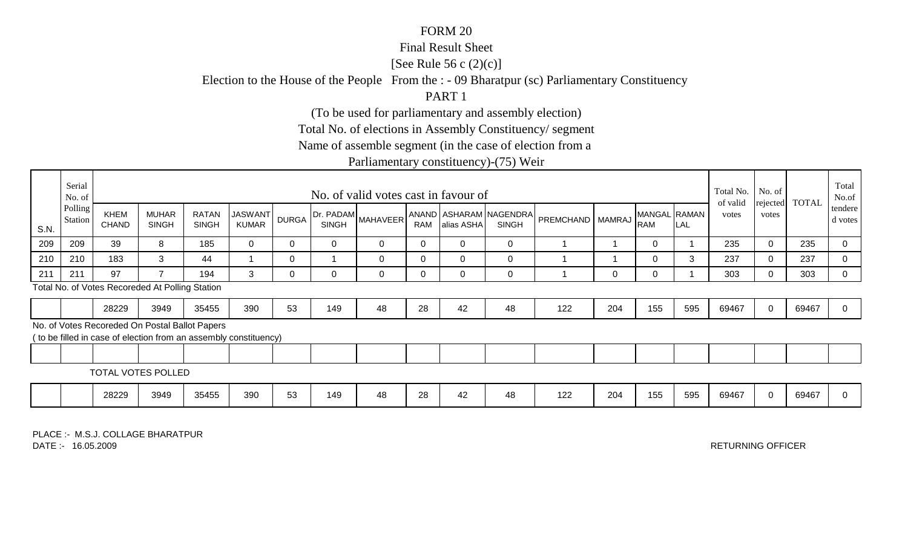# FORM 20

Final Result Sheet

[See Rule 56 c (2)(c)]

Election to the House of the People From the : - 09 Bharatpur (sc) Parliamentary Constituency

PART 1

(To be used for parliamentary and assembly election)

Total No. of elections in Assembly Constituency/ segment

Name of assemble segment (in the case of election from a

Parliamentary constituency)-(75) Weir

| S.N. | Serial No. of Polling Station | No. of valid votes cast in favour of | | | | | | | | | | | | | | Total No. of valid votes | No. of rejected votes | TOTAL | Total No.of tendered votes |
|---|---|---|---|---|---|---|---|---|---|---|---|---|---|---|---|---|---|---|---|
| | | KHEM CHAND | MUHAR SINGH | RATAN SINGH | JASWANT KUMAR | DURGA | Dr. PADAM SINGH | MAHAVEER | ANAND RAM | ASHARAM alias ASHA | NAGENDRA SINGH | PREMCHAND | MAMRAJ | MANGAL RAM | RAMAN LAL | | | | |
| 209 | 209 | 39 | 8 | 185 | 0 | 0 | 0 | 0 | 0 | 0 | 0 | 1 | 1 | 0 | 1 | 235 | 0 | 235 | 0 |
| 210 | 210 | 183 | 3 | 44 | 1 | 0 | 1 | 0 | 0 | 0 | 0 | 1 | 1 | 0 | 3 | 237 | 0 | 237 | 0 |
| 211 | 211 | 97 | 7 | 194 | 3 | 0 | 0 | 0 | 0 | 0 | 0 | 1 | 0 | 0 | 1 | 303 | 0 | 303 | 0 |
| Total No. of Votes Recoreded At Polling Station | | | | | | | | | | | | | | | | | | | |
| | | 28229 | 3949 | 35455 | 390 | 53 | 149 | 48 | 28 | 42 | 48 | 122 | 204 | 155 | 595 | 69467 | 0 | 69467 | 0 |
| No. of Votes Recoreded On Postal Ballot Papers ( to be filled in case of election from an assembly constituency) | | | | | | | | | | | | | | | | | | | |
| | | | | | | | | | | | | | | | | | | | |
| TOTAL VOTES POLLED | | | | | | | | | | | | | | | | | | | |
| | | 28229 | 3949 | 35455 | 390 | 53 | 149 | 48 | 28 | 42 | 48 | 122 | 204 | 155 | 595 | 69467 | 0 | 69467 | 0 |

PLACE :- M.S.J. COLLAGE BHARATPUR

DATE :- 16.05.2009

RETURNING OFFICER